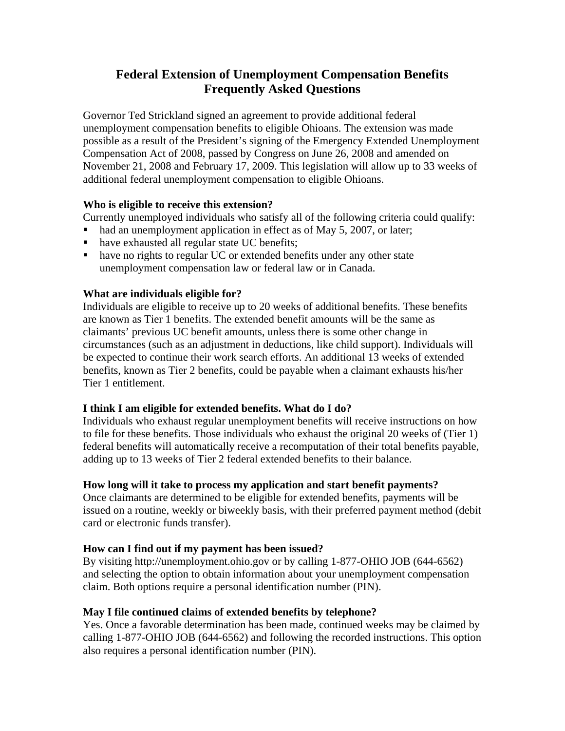# Federal Extension of Unemployment Compensation Benefits
# Frequently Asked Questions

Governor Ted Strickland signed an agreement to provide additional federal unemployment compensation benefits to eligible Ohioans. The extension was made possible as a result of the President's signing of the Emergency Extended Unemployment Compensation Act of 2008, passed by Congress on June 26, 2008 and amended on November 21, 2008 and February 17, 2009. This legislation will allow up to 33 weeks of additional federal unemployment compensation to eligible Ohioans.

**Who is eligible to receive this extension?**

Currently unemployed individuals who satisfy all of the following criteria could qualify:

- had an unemployment application in effect as of May 5, 2007, or later;
- have exhausted all regular state UC benefits;
- have no rights to regular UC or extended benefits under any other state unemployment compensation law or federal law or in Canada.

**What are individuals eligible for?**

Individuals are eligible to receive up to 20 weeks of additional benefits. These benefits are known as Tier 1 benefits. The extended benefit amounts will be the same as claimants' previous UC benefit amounts, unless there is some other change in circumstances (such as an adjustment in deductions, like child support). Individuals will be expected to continue their work search efforts. An additional 13 weeks of extended benefits, known as Tier 2 benefits, could be payable when a claimant exhausts his/her Tier 1 entitlement.

**I think I am eligible for extended benefits. What do I do?**

Individuals who exhaust regular unemployment benefits will receive instructions on how to file for these benefits. Those individuals who exhaust the original 20 weeks of (Tier 1) federal benefits will automatically receive a recomputation of their total benefits payable, adding up to 13 weeks of Tier 2 federal extended benefits to their balance.

**How long will it take to process my application and start benefit payments?**

Once claimants are determined to be eligible for extended benefits, payments will be issued on a routine, weekly or biweekly basis, with their preferred payment method (debit card or electronic funds transfer).

**How can I find out if my payment has been issued?**

By visiting http://unemployment.ohio.gov or by calling 1-877-OHIO JOB (644-6562) and selecting the option to obtain information about your unemployment compensation claim. Both options require a personal identification number (PIN).

**May I file continued claims of extended benefits by telephone?**

Yes. Once a favorable determination has been made, continued weeks may be claimed by calling 1-877-OHIO JOB (644-6562) and following the recorded instructions. This option also requires a personal identification number (PIN).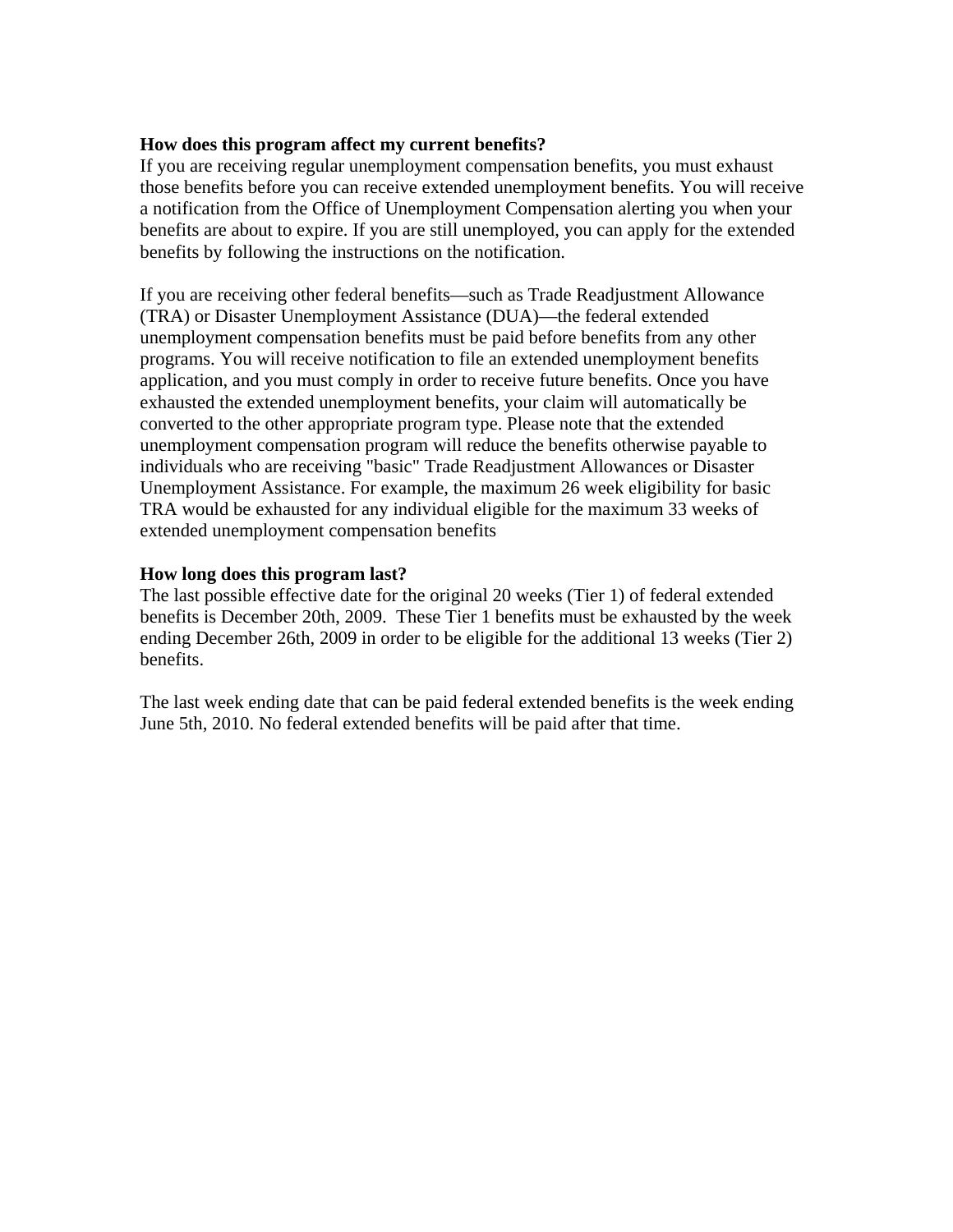**How does this program affect my current benefits?**
If you are receiving regular unemployment compensation benefits, you must exhaust those benefits before you can receive extended unemployment benefits. You will receive a notification from the Office of Unemployment Compensation alerting you when your benefits are about to expire. If you are still unemployed, you can apply for the extended benefits by following the instructions on the notification.

If you are receiving other federal benefits—such as Trade Readjustment Allowance (TRA) or Disaster Unemployment Assistance (DUA)—the federal extended unemployment compensation benefits must be paid before benefits from any other programs. You will receive notification to file an extended unemployment benefits application, and you must comply in order to receive future benefits. Once you have exhausted the extended unemployment benefits, your claim will automatically be converted to the other appropriate program type. Please note that the extended unemployment compensation program will reduce the benefits otherwise payable to individuals who are receiving "basic" Trade Readjustment Allowances or Disaster Unemployment Assistance. For example, the maximum 26 week eligibility for basic TRA would be exhausted for any individual eligible for the maximum 33 weeks of extended unemployment compensation benefits

**How long does this program last?**
The last possible effective date for the original 20 weeks (Tier 1) of federal extended benefits is December 20th, 2009. These Tier 1 benefits must be exhausted by the week ending December 26th, 2009 in order to be eligible for the additional 13 weeks (Tier 2) benefits.

The last week ending date that can be paid federal extended benefits is the week ending June 5th, 2010. No federal extended benefits will be paid after that time.